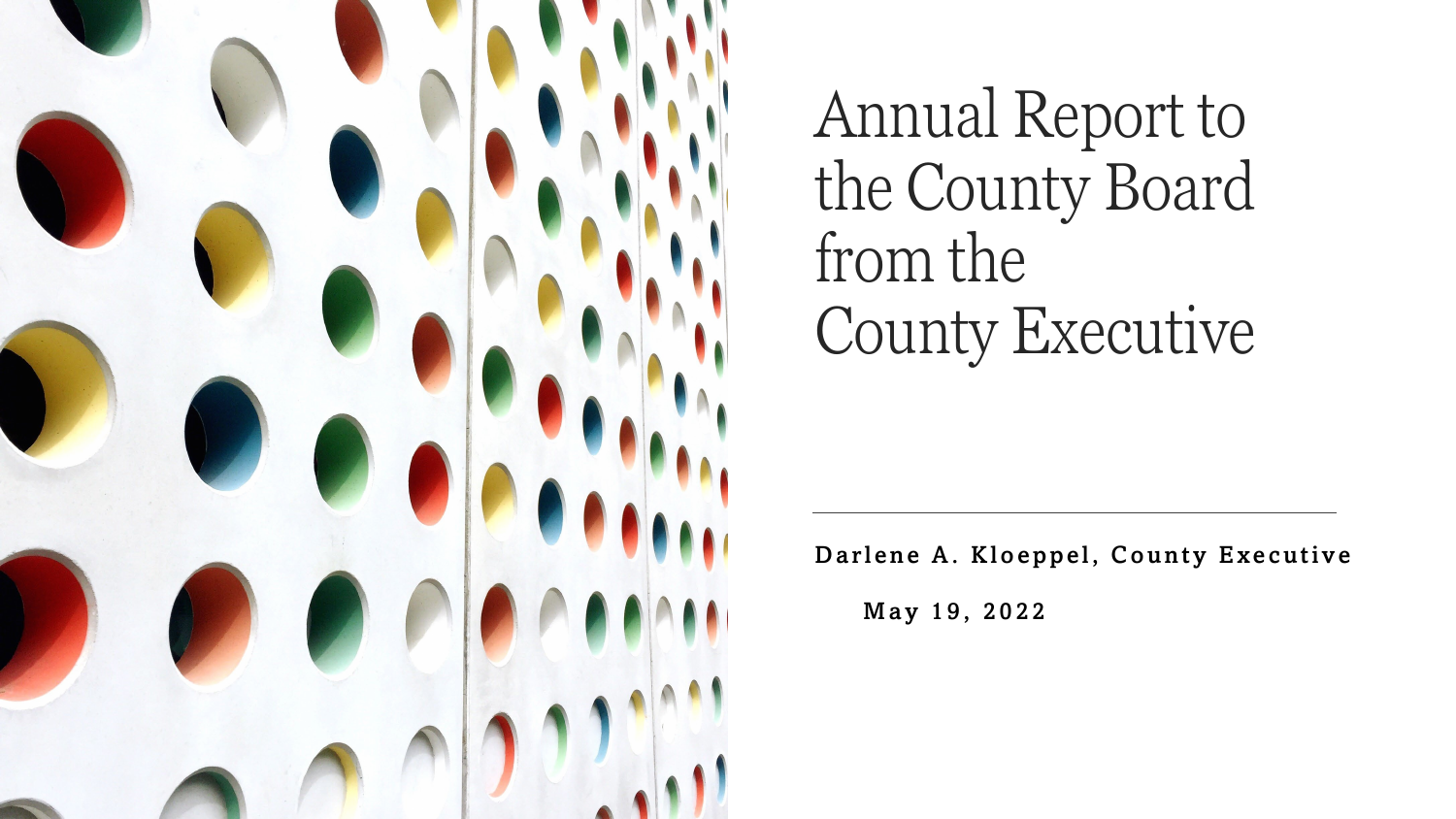# Annual Report to the County Board from the County Executive

**Darlene A. Kloeppel, County Executive**

**May 19, 2022**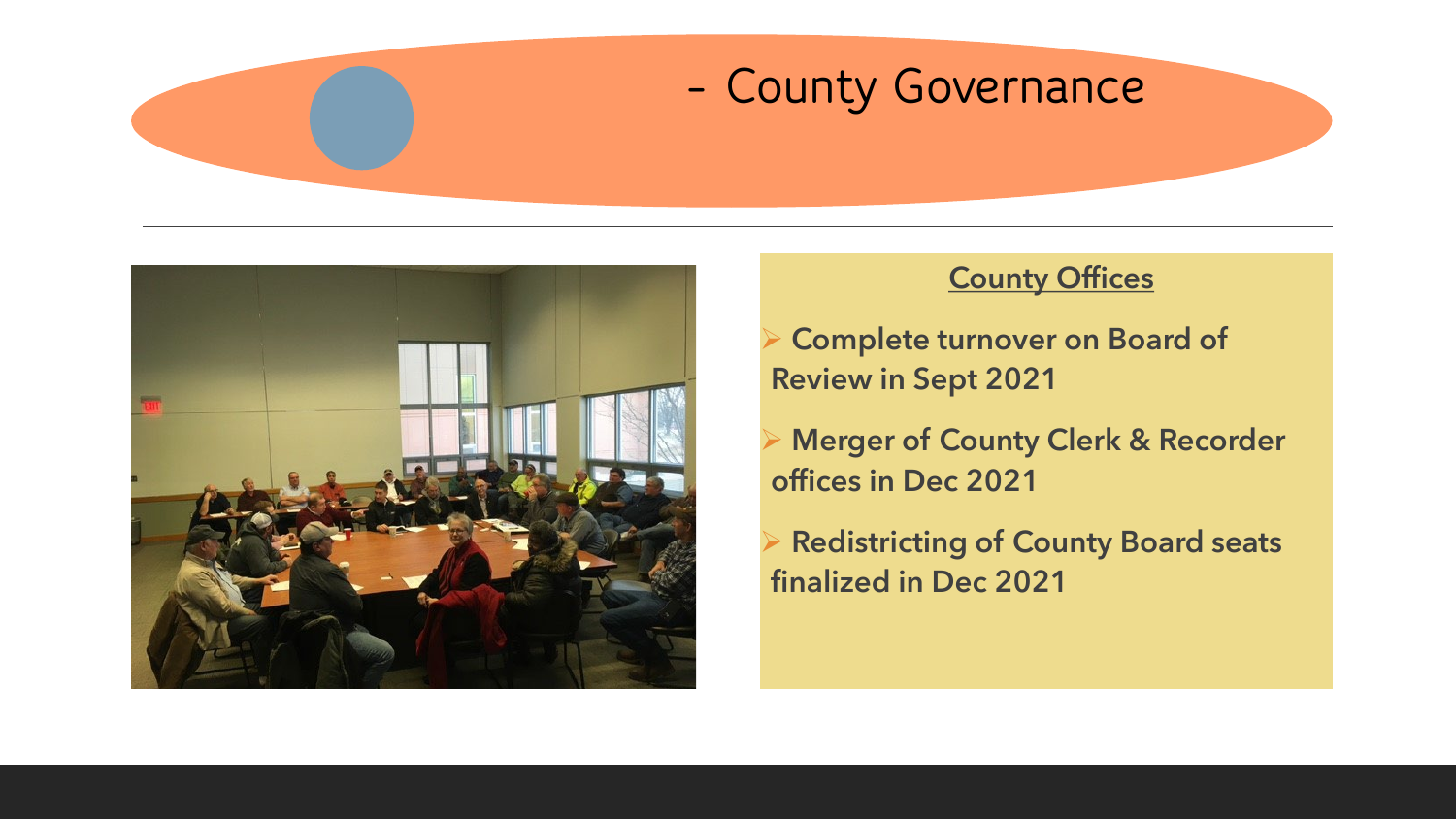# - County Governance

## County Offices

- Complete turnover on Board of Review in Sept 2021
- Merger of County Clerk & Recorder offices in Dec 2021
- Redistricting of County Board seats finalized in Dec 2021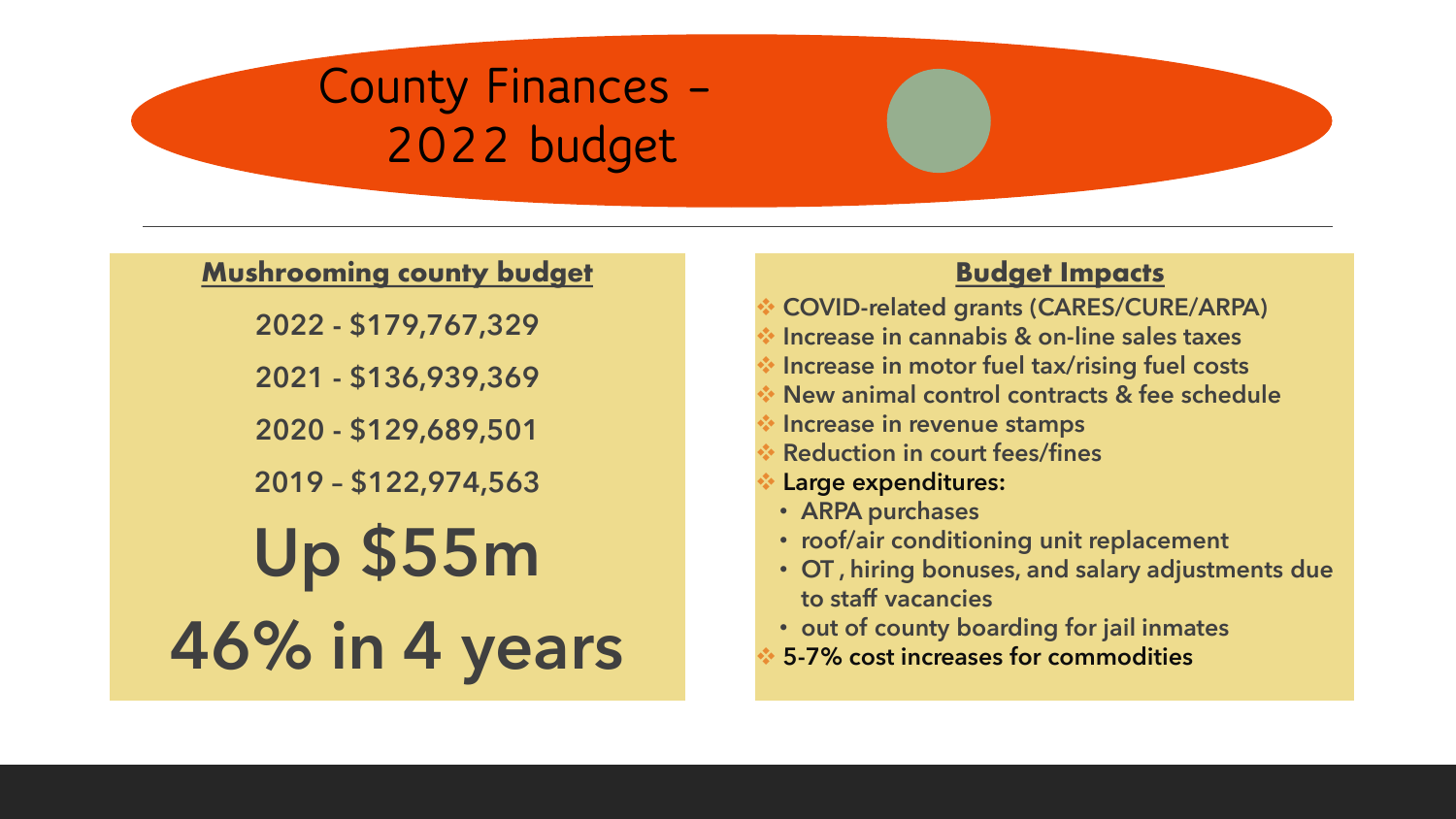# County Finances – 2022 budget

## Mushrooming county budget

2022 - $179,767,329

2021 - $136,939,369

2020 - $129,689,501

2019 – $122,974,563

**Up $55m**

**46% in 4 years**

## Budget Impacts

- COVID-related grants (CARES/CURE/ARPA)
- Increase in cannabis & on-line sales taxes
- Increase in motor fuel tax/rising fuel costs
- New animal control contracts & fee schedule
- Increase in revenue stamps
- Reduction in court fees/fines
- Large expenditures:
  - ARPA purchases
  - roof/air conditioning unit replacement
  - OT , hiring bonuses, and salary adjustments due to staff vacancies
  - out of county boarding for jail inmates
- 5-7% cost increases for commodities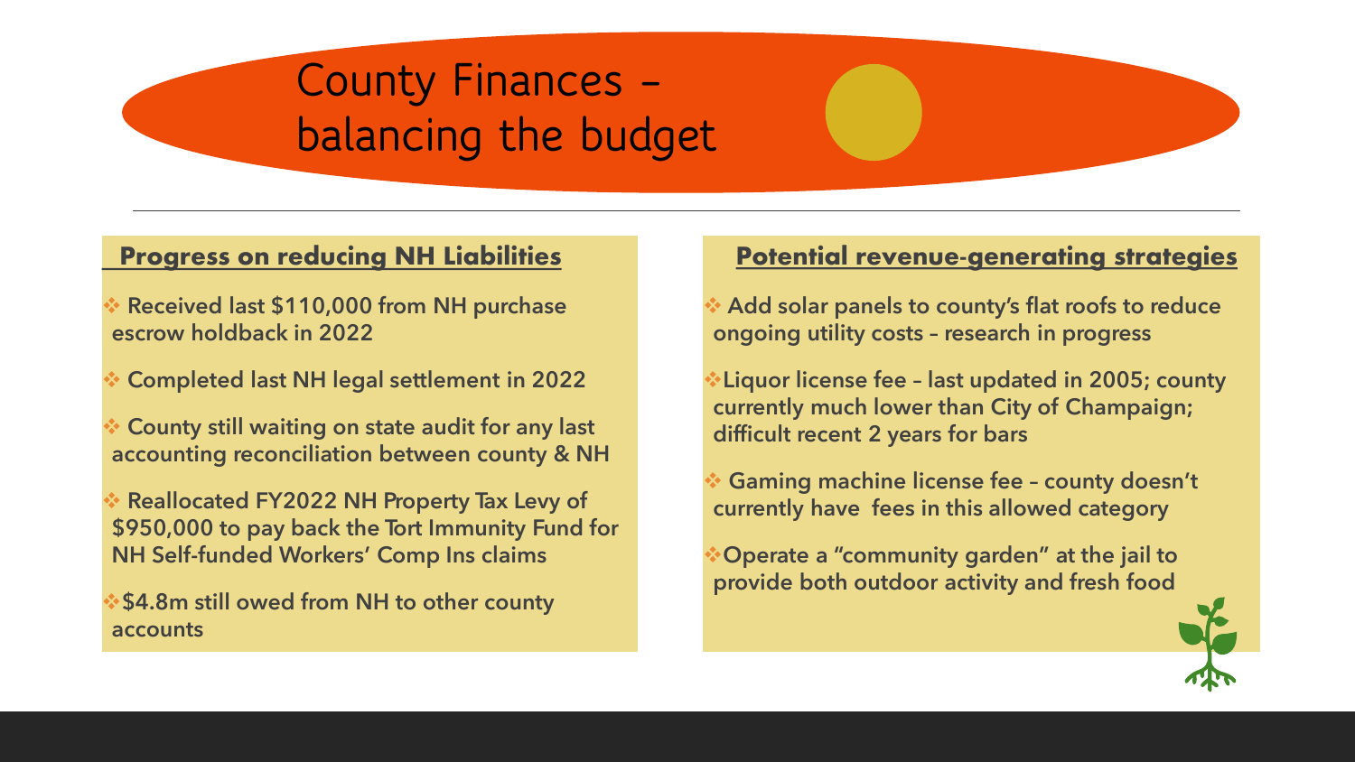# County Finances – balancing the budget

## Progress on reducing NH Liabilities

- Received last $110,000 from NH purchase escrow holdback in 2022
- Completed last NH legal settlement in 2022
- County still waiting on state audit for any last accounting reconciliation between county & NH
- Reallocated FY2022 NH Property Tax Levy of $950,000 to pay back the Tort Immunity Fund for NH Self-funded Workers' Comp Ins claims
- $4.8m still owed from NH to other county accounts

## Potential revenue-generating strategies

- Add solar panels to county's flat roofs to reduce ongoing utility costs – research in progress
- Liquor license fee – last updated in 2005; county currently much lower than City of Champaign; difficult recent 2 years for bars
- Gaming machine license fee – county doesn't currently have fees in this allowed category
- Operate a "community garden" at the jail to provide both outdoor activity and fresh food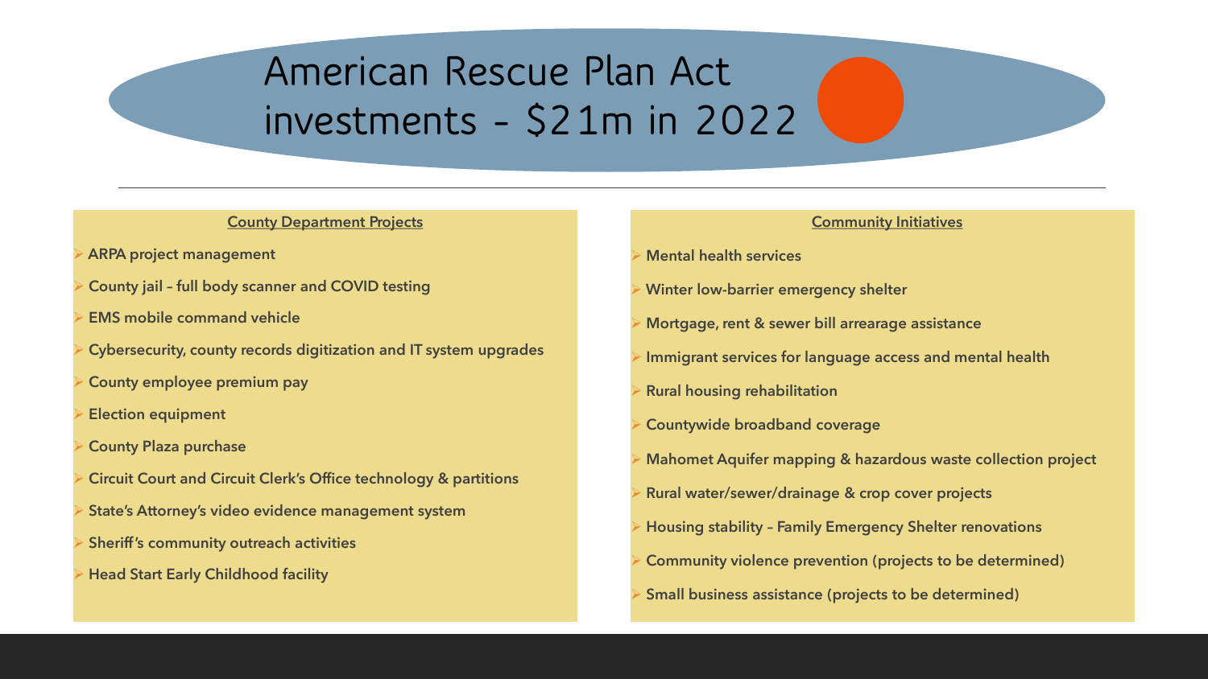# American Rescue Plan Act investments – $21m in 2022

## County Department Projects

- **ARPA project management**
- **County jail – full body scanner and COVID testing**
- **EMS mobile command vehicle**
- **Cybersecurity, county records digitization and IT system upgrades**
- **County employee premium pay**
- **Election equipment**
- **County Plaza purchase**
- **Circuit Court and Circuit Clerk's Office technology & partitions**
- **State's Attorney's video evidence management system**
- **Sheriff's community outreach activities**
- **Head Start Early Childhood facility**

## Community Initiatives

- **Mental health services**
- **Winter low-barrier emergency shelter**
- **Mortgage, rent & sewer bill arrearage assistance**
- **Immigrant services for language access and mental health**
- **Rural housing rehabilitation**
- **Countywide broadband coverage**
- **Mahomet Aquifer mapping & hazardous waste collection project**
- **Rural water/sewer/drainage & crop cover projects**
- **Housing stability – Family Emergency Shelter renovations**
- **Community violence prevention (projects to be determined)**
- **Small business assistance (projects to be determined)**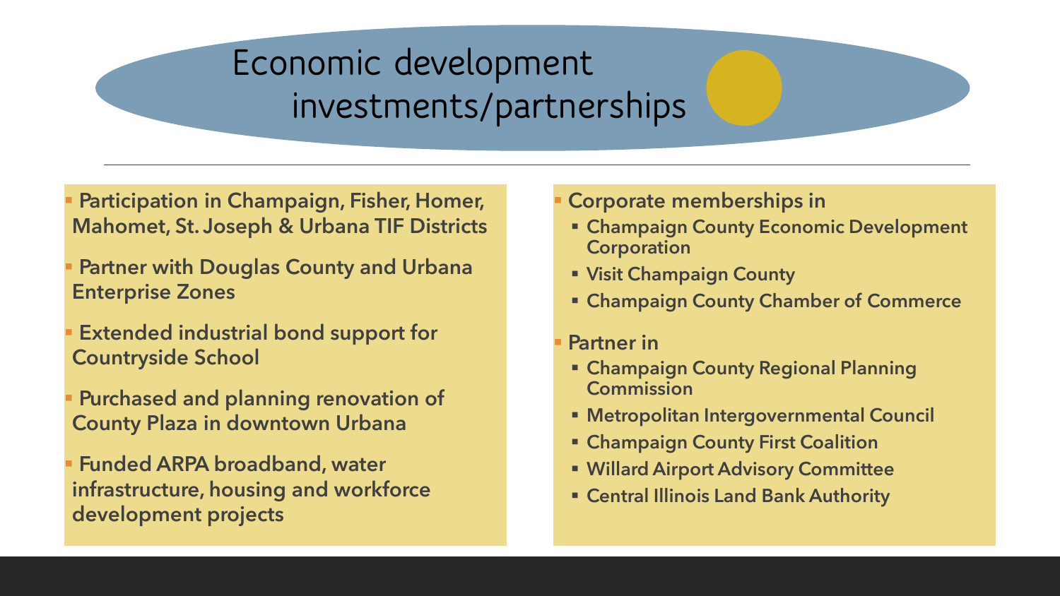# Economic development investments/partnerships

- Participation in Champaign, Fisher, Homer, Mahomet, St. Joseph & Urbana TIF Districts
- Partner with Douglas County and Urbana Enterprise Zones
- Extended industrial bond support for Countryside School
- Purchased and planning renovation of County Plaza in downtown Urbana
- Funded ARPA broadband, water infrastructure, housing and workforce development projects

- Corporate memberships in
  - Champaign County Economic Development Corporation
  - Visit Champaign County
  - Champaign County Chamber of Commerce
- Partner in
  - Champaign County Regional Planning Commission
  - Metropolitan Intergovernmental Council
  - Champaign County First Coalition
  - Willard Airport Advisory Committee
  - Central Illinois Land Bank Authority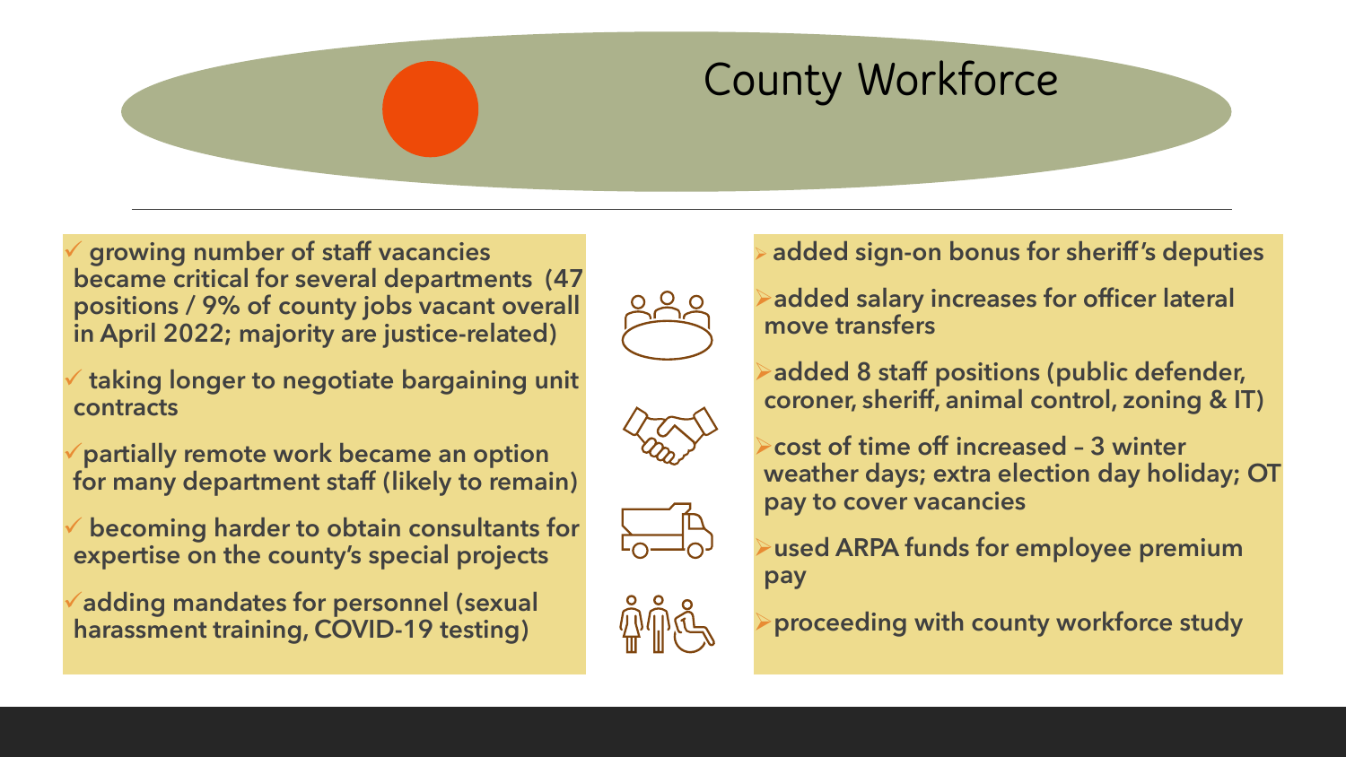# County Workforce

- ✓ growing number of staff vacancies became critical for several departments (47 positions / 9% of county jobs vacant overall in April 2022; majority are justice-related)
- ✓ taking longer to negotiate bargaining unit contracts
- ✓ partially remote work became an option for many department staff (likely to remain)
- ✓ becoming harder to obtain consultants for expertise on the county's special projects
- ✓ adding mandates for personnel (sexual harassment training, COVID-19 testing)

- ➢ added sign-on bonus for sheriff's deputies
- ➢ added salary increases for officer lateral move transfers
- ➢ added 8 staff positions (public defender, coroner, sheriff, animal control, zoning & IT)
- ➢ cost of time off increased – 3 winter weather days; extra election day holiday; OT pay to cover vacancies
- ➢ used ARPA funds for employee premium pay
- ➢ proceeding with county workforce study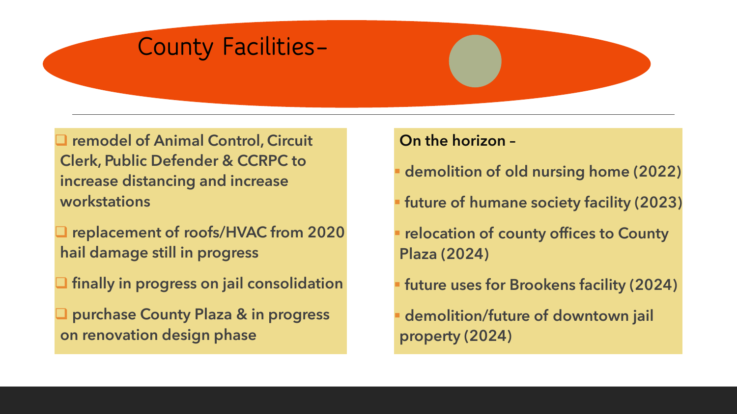# County Facilities–

- remodel of Animal Control, Circuit Clerk, Public Defender & CCRPC to increase distancing and increase workstations
- replacement of roofs/HVAC from 2020 hail damage still in progress
- finally in progress on jail consolidation
- purchase County Plaza & in progress on renovation design phase

**On the horizon –**

- demolition of old nursing home (2022)
- future of humane society facility (2023)
- relocation of county offices to County Plaza (2024)
- future uses for Brookens facility (2024)
- demolition/future of downtown jail property (2024)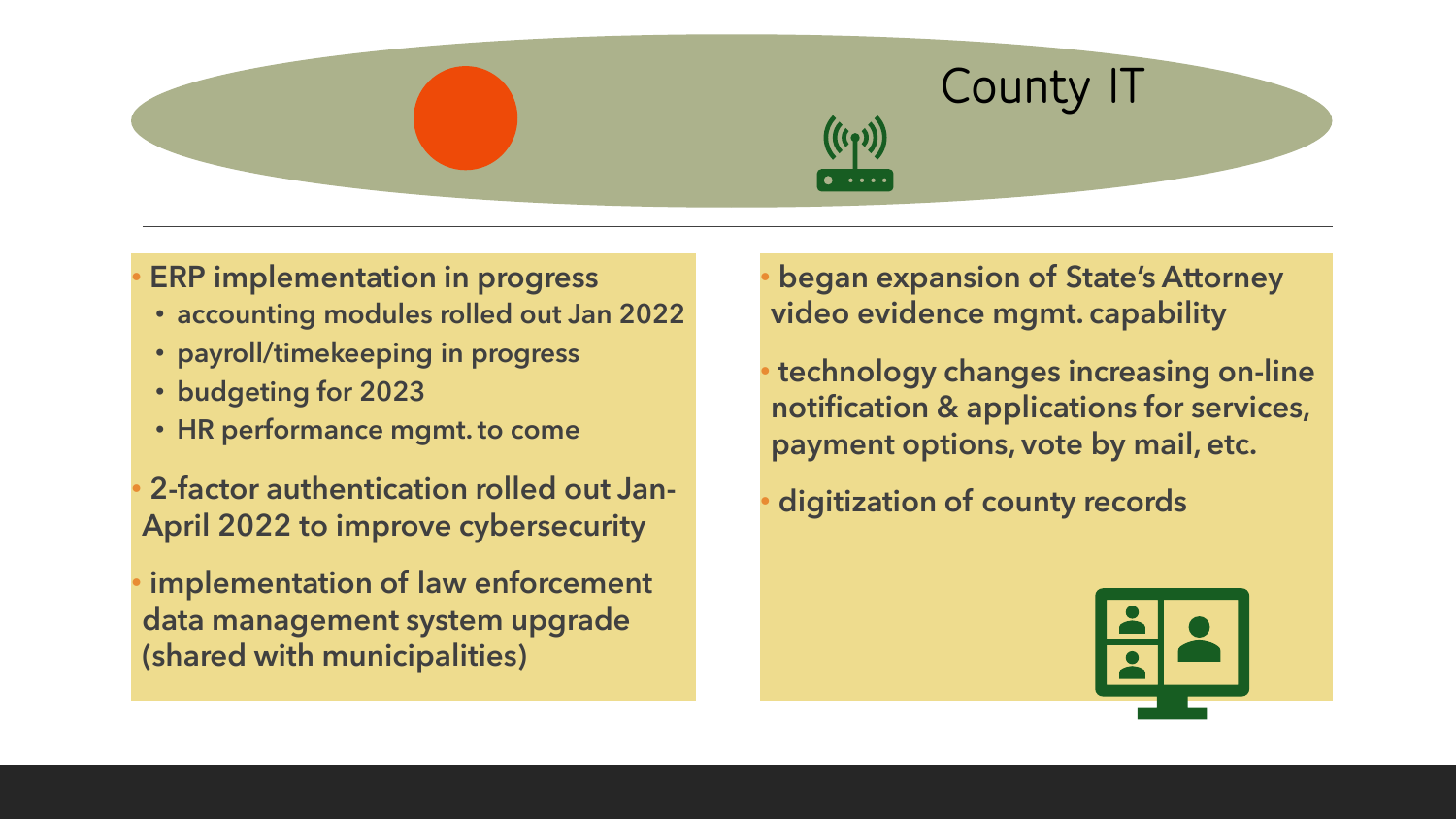# County IT

- **ERP implementation in progress**
  - **accounting modules rolled out Jan 2022**
  - **payroll/timekeeping in progress**
  - **budgeting for 2023**
  - **HR performance mgmt. to come**
- **2-factor authentication rolled out Jan-April 2022 to improve cybersecurity**
- **implementation of law enforcement data management system upgrade (shared with municipalities)**
- **began expansion of State's Attorney video evidence mgmt. capability**
- **technology changes increasing on-line notification & applications for services, payment options, vote by mail, etc.**
- **digitization of county records**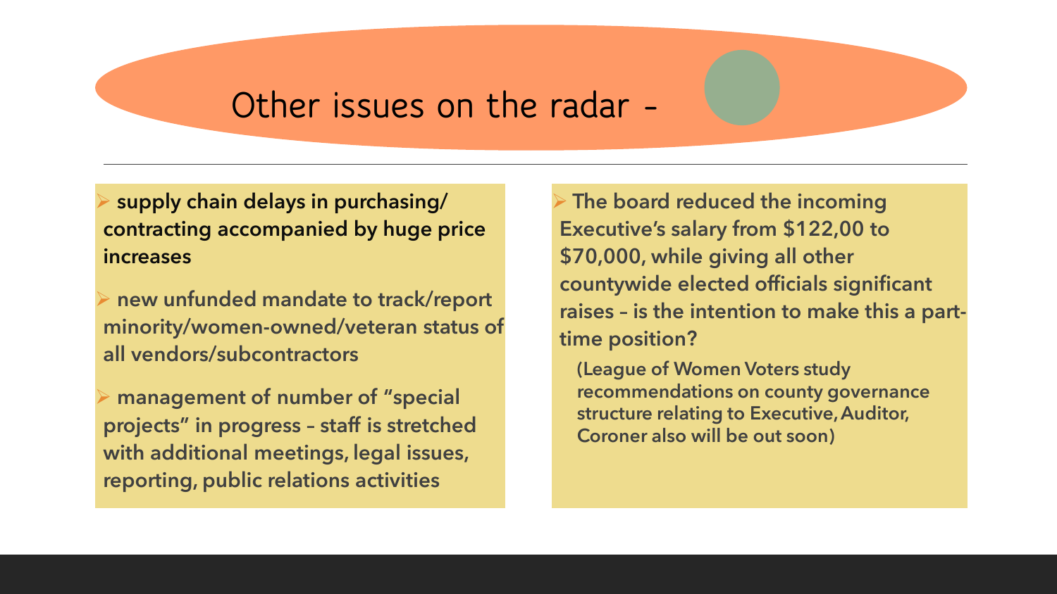# Other issues on the radar -

- **supply chain delays in purchasing/ contracting accompanied by huge price increases**
- **new unfunded mandate to track/report minority/women-owned/veteran status of all vendors/subcontractors**
- **management of number of "special projects" in progress – staff is stretched with additional meetings, legal issues, reporting, public relations activities**

- **The board reduced the incoming Executive's salary from $122,00 to $70,000, while giving all other countywide elected officials significant raises – is the intention to make this a part-time position?**

  **(League of Women Voters study recommendations on county governance structure relating to Executive, Auditor, Coroner also will be out soon)**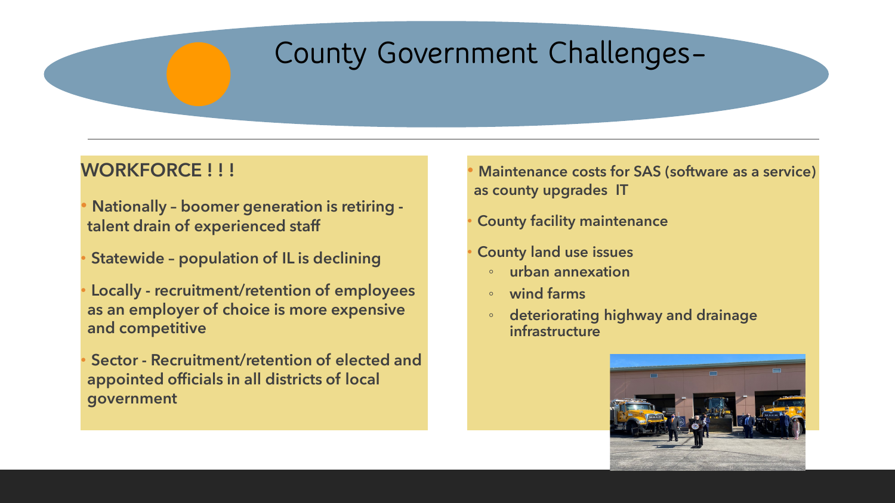# County Government Challenges–

## WORKFORCE ! ! !

- **Nationally – boomer generation is retiring - talent drain of experienced staff**
- **Statewide – population of IL is declining**
- **Locally - recruitment/retention of employees as an employer of choice is more expensive and competitive**
- **Sector - Recruitment/retention of elected and appointed officials in all districts of local government**

- **Maintenance costs for SAS (software as a service) as county upgrades IT**
- **County facility maintenance**
- **County land use issues**
  - **urban annexation**
  - **wind farms**
  - **deteriorating highway and drainage infrastructure**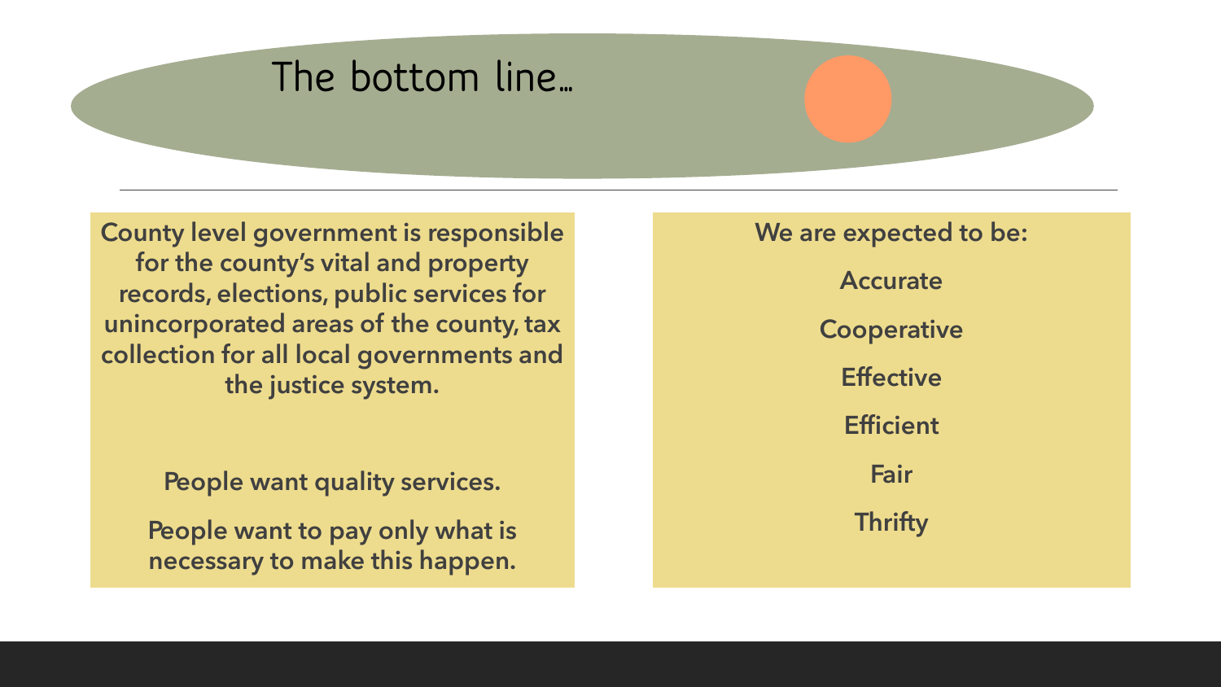# The bottom line…

**County level government is responsible for the county's vital and property records, elections, public services for unincorporated areas of the county, tax collection for all local governments and the justice system.**

**People want quality services.**

**People want to pay only what is necessary to make this happen.**

**We are expected to be:**

**Accurate**

**Cooperative**

**Effective**

**Efficient**

**Fair**

**Thrifty**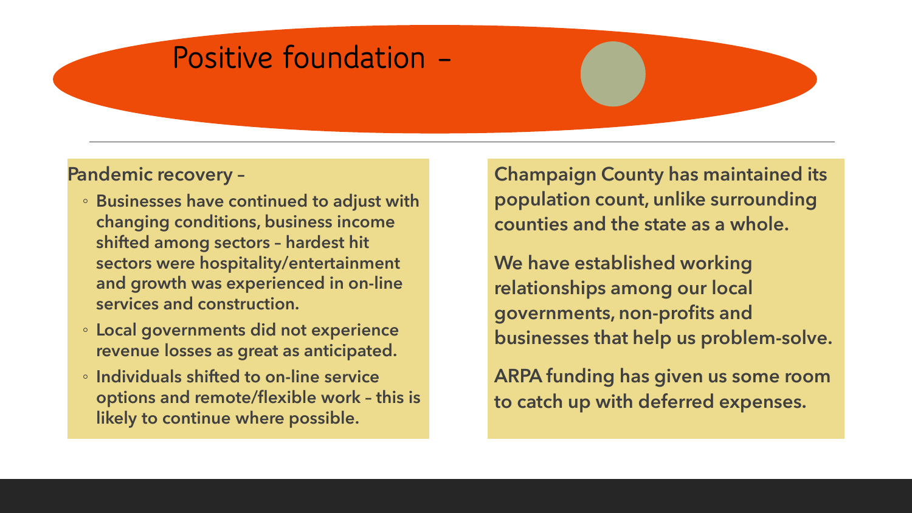# Positive foundation –

**Pandemic recovery –**

- **Businesses have continued to adjust with changing conditions, business income shifted among sectors – hardest hit sectors were hospitality/entertainment and growth was experienced in on-line services and construction.**
- **Local governments did not experience revenue losses as great as anticipated.**
- **Individuals shifted to on-line service options and remote/flexible work – this is likely to continue where possible.**

**Champaign County has maintained its population count, unlike surrounding counties and the state as a whole.**

**We have established working relationships among our local governments, non-profits and businesses that help us problem-solve.**

**ARPA funding has given us some room to catch up with deferred expenses.**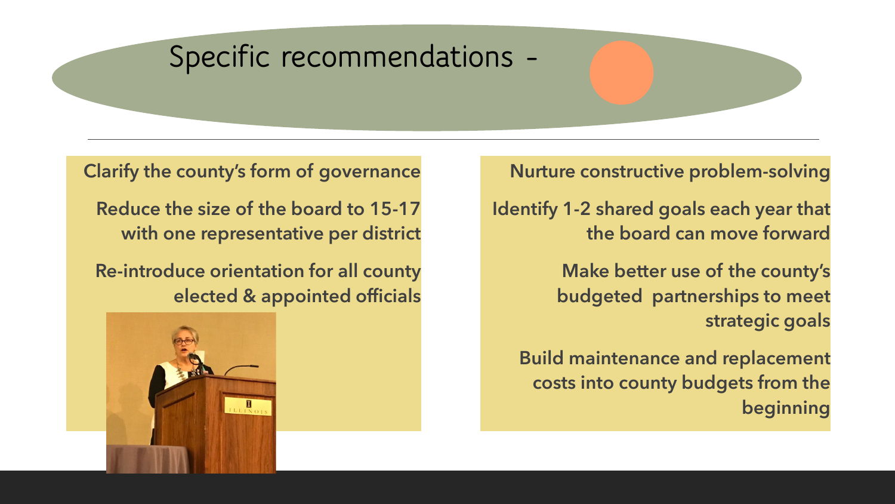# Specific recommendations -

**Clarify the county's form of governance**

**Reduce the size of the board to 15-17 with one representative per district**

**Re-introduce orientation for all county elected & appointed officials**

**Nurture constructive problem-solving**

**Identify 1-2 shared goals each year that the board can move forward**

**Make better use of the county's budgeted partnerships to meet strategic goals**

**Build maintenance and replacement costs into county budgets from the beginning**